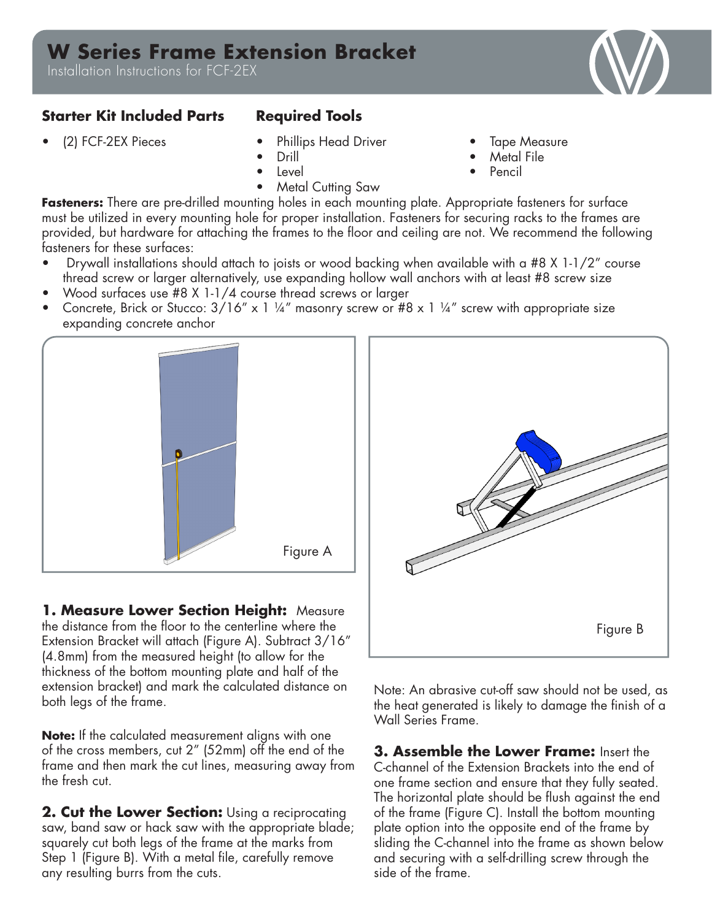# W Series Frame Extension Bracket

Installation Instructions for FCF-2EX

## Starter Kit Included Parts

- (2) FCF-2EX Pieces

## Required Tools

- Phillips Head Driver
- Drill
- Level
- Metal Cutting Saw
- Tape Measure
- Metal File
- Pencil

**Fasteners:** There are pre-drilled mounting holes in each mounting plate. Appropriate fasteners for surface must be utilized in every mounting hole for proper installation. Fasteners for securing racks to the frames are provided, but hardware for attaching the frames to the floor and ceiling are not. We recommend the following fasteners for these surfaces:

- Drywall installations should attach to joists or wood backing when available with a #8 X 1-1/2" course thread screw or larger alternatively, use expanding hollow wall anchors with at least #8 screw size
- Wood surfaces use #8 X 1-1/4 course thread screws or larger
- Concrete, Brick or Stucco: 3/16" x 1 ¼" masonry screw or #8 x 1 ¼" screw with appropriate size expanding concrete anchor

Figure A

**1. Measure Lower Section Height:** Measure the distance from the floor to the centerline where the Extension Bracket will attach (Figure A). Subtract 3/16" (4.8mm) from the measured height (to allow for the thickness of the bottom mounting plate and half of the extension bracket) and mark the calculated distance on both legs of the frame.

**Note:** If the calculated measurement aligns with one of the cross members, cut 2" (52mm) off the end of the frame and then mark the cut lines, measuring away from the fresh cut.

**2. Cut the Lower Section:** Using a reciprocating saw, band saw or hack saw with the appropriate blade; squarely cut both legs of the frame at the marks from Step 1 (Figure B). With a metal file, carefully remove any resulting burrs from the cuts.

Figure B

Note: An abrasive cut-off saw should not be used, as the heat generated is likely to damage the finish of a Wall Series Frame.

**3. Assemble the Lower Frame:** Insert the C-channel of the Extension Brackets into the end of one frame section and ensure that they fully seated. The horizontal plate should be flush against the end of the frame (Figure C). Install the bottom mounting plate option into the opposite end of the frame by sliding the C-channel into the frame as shown below and securing with a self-drilling screw through the side of the frame.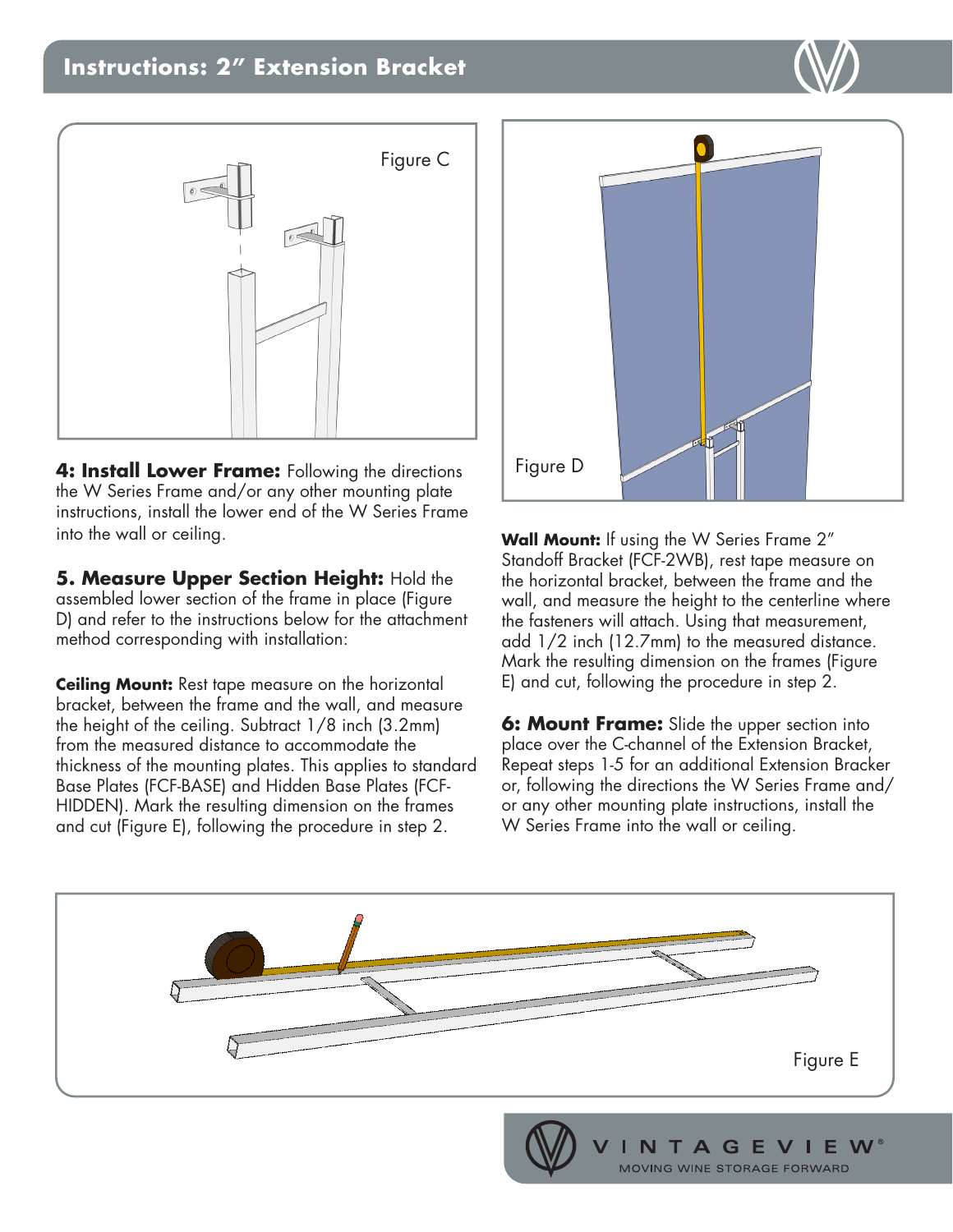# Instructions: 2" Extension Bracket

Figure C

**4: Install Lower Frame:** Following the directions the W Series Frame and/or any other mounting plate instructions, install the lower end of the W Series Frame into the wall or ceiling.

**5. Measure Upper Section Height:** Hold the assembled lower section of the frame in place (Figure D) and refer to the instructions below for the attachment method corresponding with installation:

**Ceiling Mount:** Rest tape measure on the horizontal bracket, between the frame and the wall, and measure the height of the ceiling. Subtract 1/8 inch (3.2mm) from the measured distance to accommodate the thickness of the mounting plates. This applies to standard Base Plates (FCF-BASE) and Hidden Base Plates (FCF-HIDDEN). Mark the resulting dimension on the frames and cut (Figure E), following the procedure in step 2.

Figure D

**Wall Mount:** If using the W Series Frame 2" Standoff Bracket (FCF-2WB), rest tape measure on the horizontal bracket, between the frame and the wall, and measure the height to the centerline where the fasteners will attach. Using that measurement, add 1/2 inch (12.7mm) to the measured distance. Mark the resulting dimension on the frames (Figure E) and cut, following the procedure in step 2.

**6: Mount Frame:** Slide the upper section into place over the C-channel of the Extension Bracket, Repeat steps 1-5 for an additional Extension Bracker or, following the directions the W Series Frame and/or any other mounting plate instructions, install the W Series Frame into the wall or ceiling.

Figure E